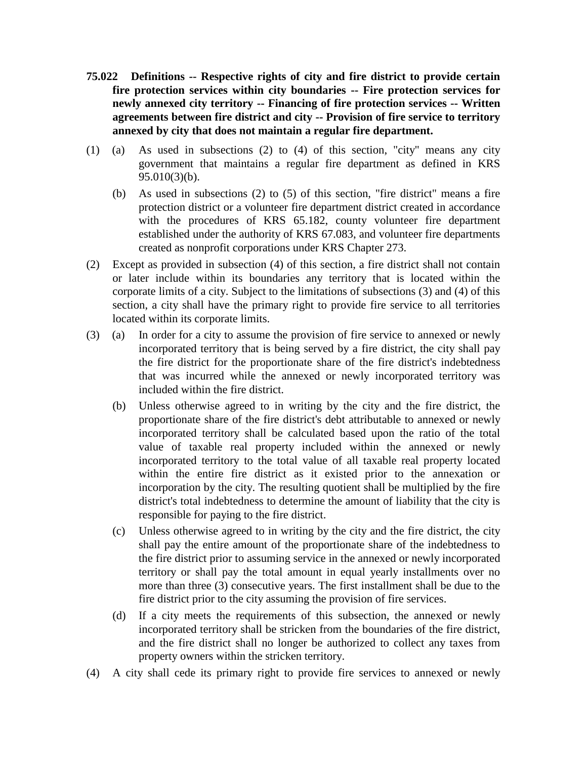**75.022 Definitions -- Respective rights of city and fire district to provide certain fire protection services within city boundaries -- Fire protection services for newly annexed city territory -- Financing of fire protection services -- Written agreements between fire district and city -- Provision of fire service to territory annexed by city that does not maintain a regular fire department.**

(1) (a) As used in subsections (2) to (4) of this section, "city" means any city government that maintains a regular fire department as defined in KRS 95.010(3)(b).

(b) As used in subsections (2) to (5) of this section, "fire district" means a fire protection district or a volunteer fire department district created in accordance with the procedures of KRS 65.182, county volunteer fire department established under the authority of KRS 67.083, and volunteer fire departments created as nonprofit corporations under KRS Chapter 273.

(2) Except as provided in subsection (4) of this section, a fire district shall not contain or later include within its boundaries any territory that is located within the corporate limits of a city. Subject to the limitations of subsections (3) and (4) of this section, a city shall have the primary right to provide fire service to all territories located within its corporate limits.

(3) (a) In order for a city to assume the provision of fire service to annexed or newly incorporated territory that is being served by a fire district, the city shall pay the fire district for the proportionate share of the fire district's indebtedness that was incurred while the annexed or newly incorporated territory was included within the fire district.

(b) Unless otherwise agreed to in writing by the city and the fire district, the proportionate share of the fire district's debt attributable to annexed or newly incorporated territory shall be calculated based upon the ratio of the total value of taxable real property included within the annexed or newly incorporated territory to the total value of all taxable real property located within the entire fire district as it existed prior to the annexation or incorporation by the city. The resulting quotient shall be multiplied by the fire district's total indebtedness to determine the amount of liability that the city is responsible for paying to the fire district.

(c) Unless otherwise agreed to in writing by the city and the fire district, the city shall pay the entire amount of the proportionate share of the indebtedness to the fire district prior to assuming service in the annexed or newly incorporated territory or shall pay the total amount in equal yearly installments over no more than three (3) consecutive years. The first installment shall be due to the fire district prior to the city assuming the provision of fire services.

(d) If a city meets the requirements of this subsection, the annexed or newly incorporated territory shall be stricken from the boundaries of the fire district, and the fire district shall no longer be authorized to collect any taxes from property owners within the stricken territory.

(4) A city shall cede its primary right to provide fire services to annexed or newly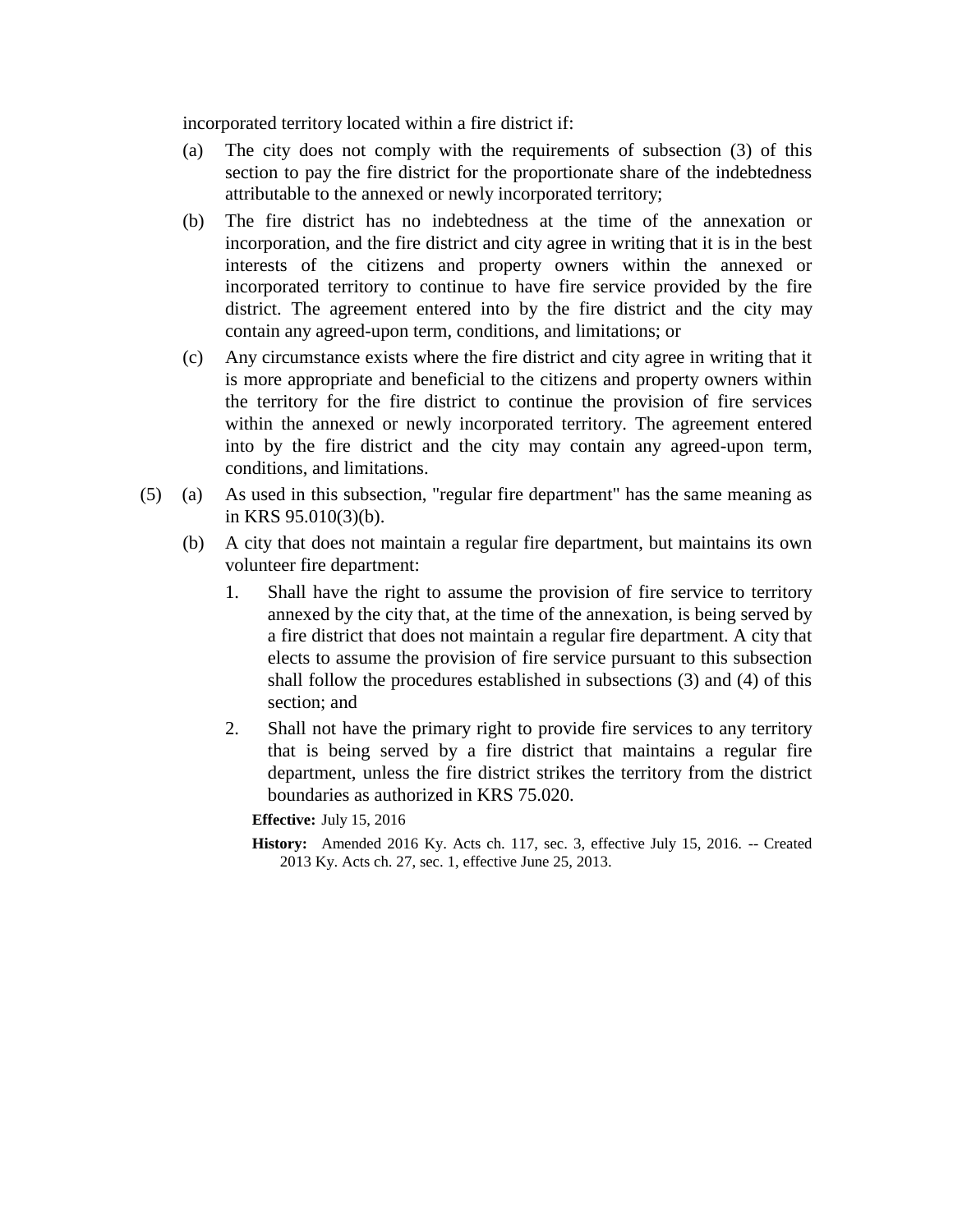incorporated territory located within a fire district if:

(a) The city does not comply with the requirements of subsection (3) of this section to pay the fire district for the proportionate share of the indebtedness attributable to the annexed or newly incorporated territory;

(b) The fire district has no indebtedness at the time of the annexation or incorporation, and the fire district and city agree in writing that it is in the best interests of the citizens and property owners within the annexed or incorporated territory to continue to have fire service provided by the fire district. The agreement entered into by the fire district and the city may contain any agreed-upon term, conditions, and limitations; or

(c) Any circumstance exists where the fire district and city agree in writing that it is more appropriate and beneficial to the citizens and property owners within the territory for the fire district to continue the provision of fire services within the annexed or newly incorporated territory. The agreement entered into by the fire district and the city may contain any agreed-upon term, conditions, and limitations.

(5) (a) As used in this subsection, "regular fire department" has the same meaning as in KRS 95.010(3)(b).

(b) A city that does not maintain a regular fire department, but maintains its own volunteer fire department:

1. Shall have the right to assume the provision of fire service to territory annexed by the city that, at the time of the annexation, is being served by a fire district that does not maintain a regular fire department. A city that elects to assume the provision of fire service pursuant to this subsection shall follow the procedures established in subsections (3) and (4) of this section; and

2. Shall not have the primary right to provide fire services to any territory that is being served by a fire district that maintains a regular fire department, unless the fire district strikes the territory from the district boundaries as authorized in KRS 75.020.

**Effective:** July 15, 2016

**History:** Amended 2016 Ky. Acts ch. 117, sec. 3, effective July 15, 2016. -- Created 2013 Ky. Acts ch. 27, sec. 1, effective June 25, 2013.